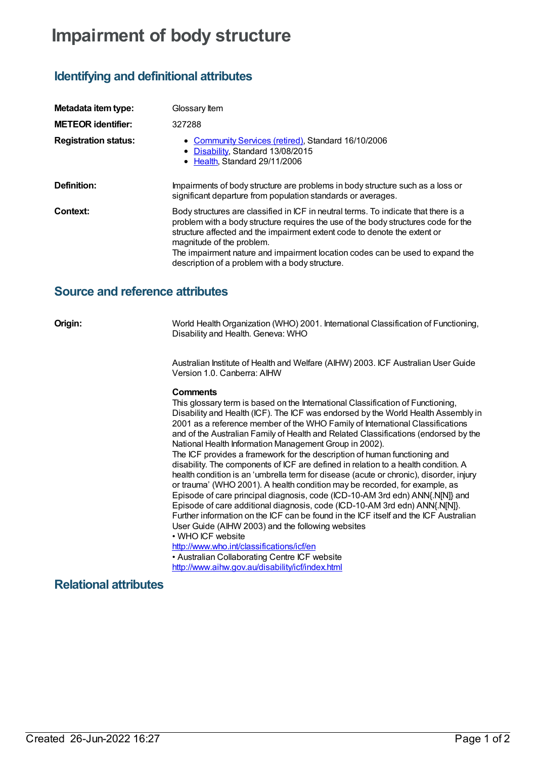# Impairment of body structure

## Identifying and definitional attributes

| | |
|---|---|
| **Metadata item type:** | Glossary Item |
| **METEOR identifier:** | 327288 |
| **Registration status:** | • Community Services (retired), Standard 16/10/2006<br>• Disability, Standard 13/08/2015<br>• Health, Standard 29/11/2006 |
| **Definition:** | Impairments of body structure are problems in body structure such as a loss or significant departure from population standards or averages. |
| **Context:** | Body structures are classified in ICF in neutral terms. To indicate that there is a problem with a body structure requires the use of the body structures code for the structure affected and the impairment extent code to denote the extent or magnitude of the problem.<br>The impairment nature and impairment location codes can be used to expand the description of a problem with a body structure. |

## Source and reference attributes

**Origin:**

World Health Organization (WHO) 2001. International Classification of Functioning, Disability and Health. Geneva: WHO

Australian Institute of Health and Welfare (AIHW) 2003. ICF Australian User Guide Version 1.0. Canberra: AIHW

**Comments**

This glossary term is based on the International Classification of Functioning, Disability and Health (ICF). The ICF was endorsed by the World Health Assembly in 2001 as a reference member of the WHO Family of International Classifications and of the Australian Family of Health and Related Classifications (endorsed by the National Health Information Management Group in 2002).

The ICF provides a framework for the description of human functioning and disability. The components of ICF are defined in relation to a health condition. A health condition is an 'umbrella term for disease (acute or chronic), disorder, injury or trauma' (WHO 2001). A health condition may be recorded, for example, as Episode of care principal diagnosis, code (ICD-10-AM 3rd edn) ANN{.N[N]} and Episode of care additional diagnosis, code (ICD-10-AM 3rd edn) ANN{.N[N]}.

Further information on the ICF can be found in the ICF itself and the ICF Australian User Guide (AIHW 2003) and the following websites

• WHO ICF website

http://www.who.int/classifications/icf/en

• Australian Collaborating Centre ICF website

http://www.aihw.gov.au/disability/icf/index.html

## Relational attributes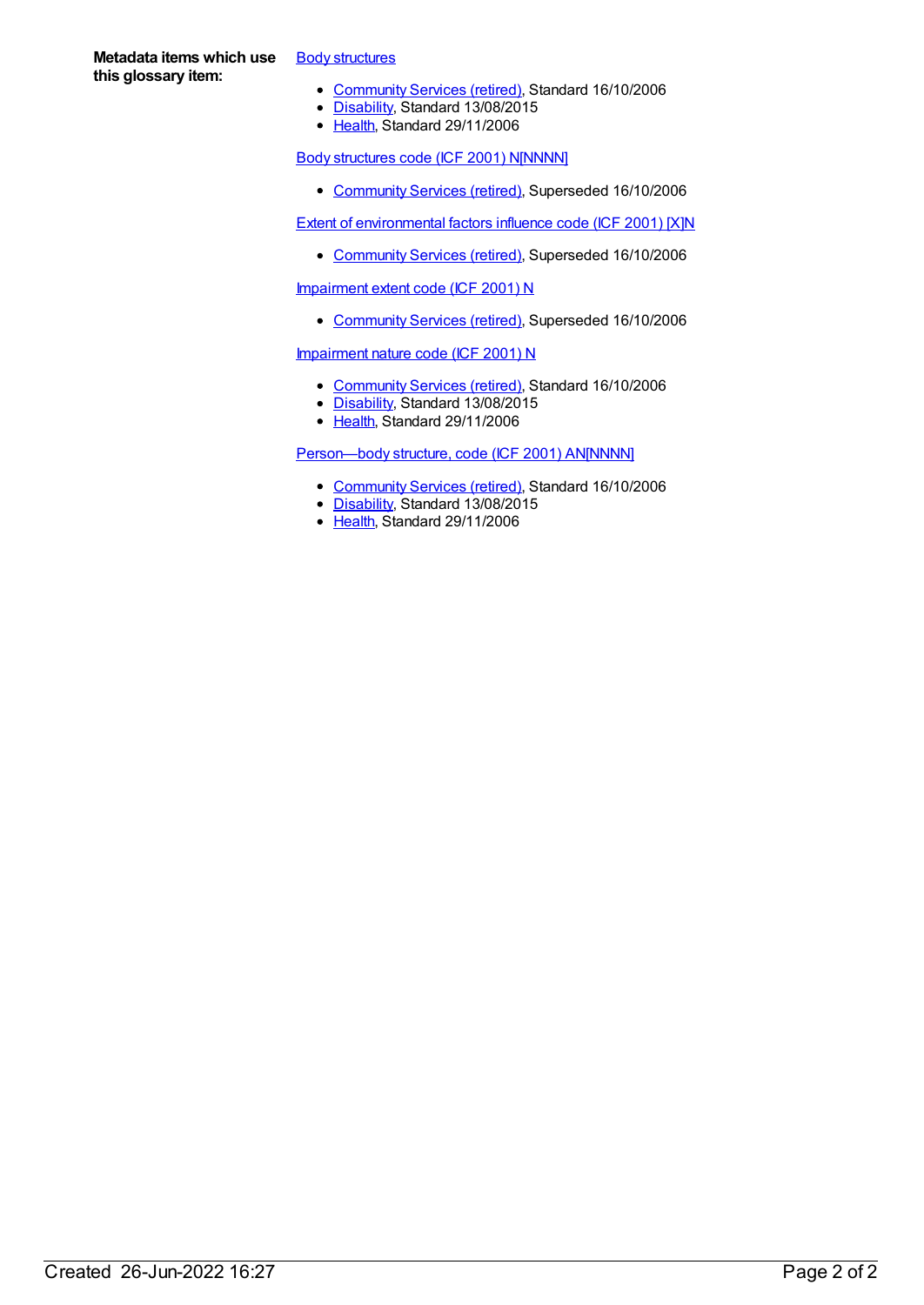**Metadata items which use this glossary item:**

Body structures

- Community Services (retired), Standard 16/10/2006
- Disability, Standard 13/08/2015
- Health, Standard 29/11/2006

Body structures code (ICF 2001) N[NNNN]

- Community Services (retired), Superseded 16/10/2006

Extent of environmental factors influence code (ICF 2001) [X]N

- Community Services (retired), Superseded 16/10/2006

Impairment extent code (ICF 2001) N

- Community Services (retired), Superseded 16/10/2006

Impairment nature code (ICF 2001) N

- Community Services (retired), Standard 16/10/2006
- Disability, Standard 13/08/2015
- Health, Standard 29/11/2006

Person—body structure, code (ICF 2001) AN[NNNN]

- Community Services (retired), Standard 16/10/2006
- Disability, Standard 13/08/2015
- Health, Standard 29/11/2006